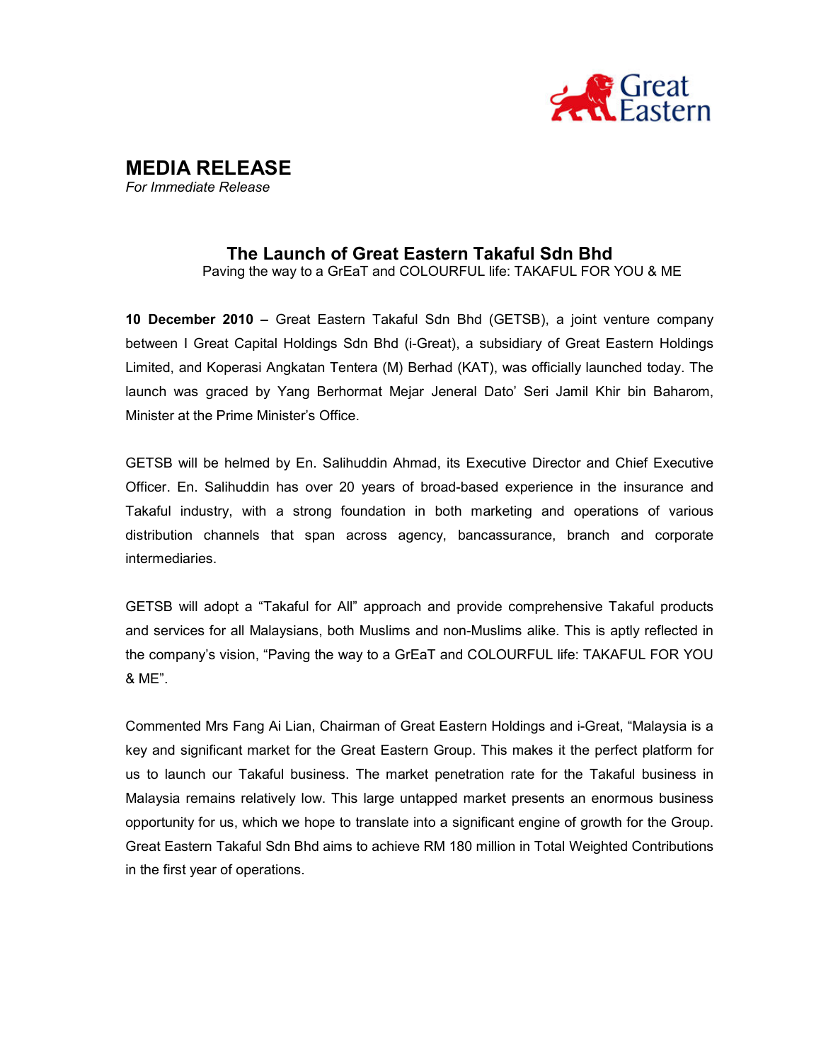# MEDIA RELEASE

*For Immediate Release*

## The Launch of Great Eastern Takaful Sdn Bhd

Paving the way to a GrEaT and COLOURFUL life: TAKAFUL FOR YOU & ME

**10 December 2010 –** Great Eastern Takaful Sdn Bhd (GETSB), a joint venture company between I Great Capital Holdings Sdn Bhd (i-Great), a subsidiary of Great Eastern Holdings Limited, and Koperasi Angkatan Tentera (M) Berhad (KAT), was officially launched today. The launch was graced by Yang Berhormat Mejar Jeneral Dato' Seri Jamil Khir bin Baharom, Minister at the Prime Minister's Office.

GETSB will be helmed by En. Salihuddin Ahmad, its Executive Director and Chief Executive Officer. En. Salihuddin has over 20 years of broad-based experience in the insurance and Takaful industry, with a strong foundation in both marketing and operations of various distribution channels that span across agency, bancassurance, branch and corporate intermediaries.

GETSB will adopt a "Takaful for All" approach and provide comprehensive Takaful products and services for all Malaysians, both Muslims and non-Muslims alike. This is aptly reflected in the company's vision, "Paving the way to a GrEaT and COLOURFUL life: TAKAFUL FOR YOU & ME".

Commented Mrs Fang Ai Lian, Chairman of Great Eastern Holdings and i-Great, "Malaysia is a key and significant market for the Great Eastern Group. This makes it the perfect platform for us to launch our Takaful business. The market penetration rate for the Takaful business in Malaysia remains relatively low. This large untapped market presents an enormous business opportunity for us, which we hope to translate into a significant engine of growth for the Group. Great Eastern Takaful Sdn Bhd aims to achieve RM 180 million in Total Weighted Contributions in the first year of operations.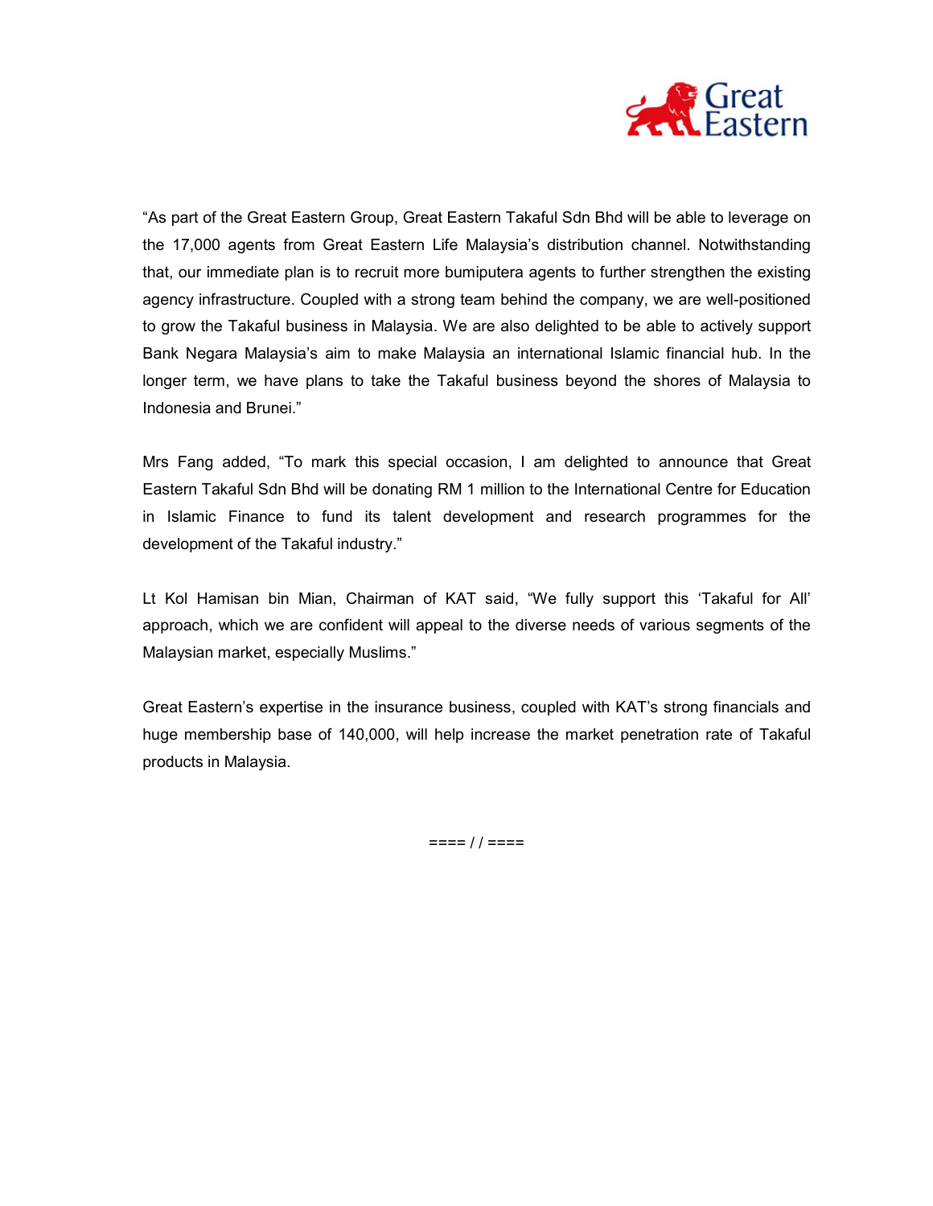"As part of the Great Eastern Group, Great Eastern Takaful Sdn Bhd will be able to leverage on the 17,000 agents from Great Eastern Life Malaysia's distribution channel. Notwithstanding that, our immediate plan is to recruit more bumiputera agents to further strengthen the existing agency infrastructure. Coupled with a strong team behind the company, we are well-positioned to grow the Takaful business in Malaysia. We are also delighted to be able to actively support Bank Negara Malaysia's aim to make Malaysia an international Islamic financial hub. In the longer term, we have plans to take the Takaful business beyond the shores of Malaysia to Indonesia and Brunei."

Mrs Fang added, "To mark this special occasion, I am delighted to announce that Great Eastern Takaful Sdn Bhd will be donating RM 1 million to the International Centre for Education in Islamic Finance to fund its talent development and research programmes for the development of the Takaful industry."

Lt Kol Hamisan bin Mian, Chairman of KAT said, "We fully support this 'Takaful for All' approach, which we are confident will appeal to the diverse needs of various segments of the Malaysian market, especially Muslims."

Great Eastern's expertise in the insurance business, coupled with KAT's strong financials and huge membership base of 140,000, will help increase the market penetration rate of Takaful products in Malaysia.

==== / / ====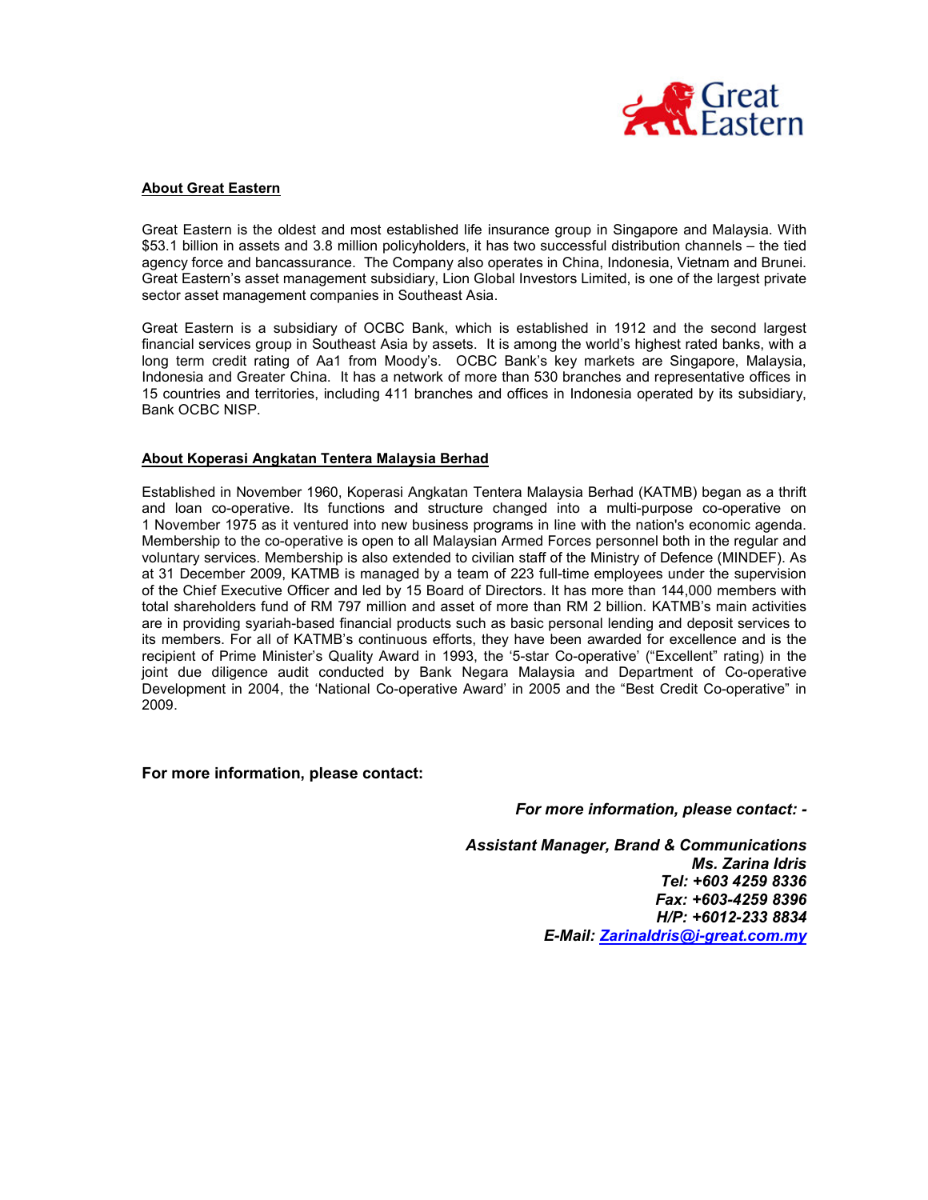**About Great Eastern**

Great Eastern is the oldest and most established life insurance group in Singapore and Malaysia. With $53.1 billion in assets and 3.8 million policyholders, it has two successful distribution channels – the tied agency force and bancassurance. The Company also operates in China, Indonesia, Vietnam and Brunei. Great Eastern's asset management subsidiary, Lion Global Investors Limited, is one of the largest private sector asset management companies in Southeast Asia.

Great Eastern is a subsidiary of OCBC Bank, which is established in 1912 and the second largest financial services group in Southeast Asia by assets. It is among the world's highest rated banks, with a long term credit rating of Aa1 from Moody's. OCBC Bank's key markets are Singapore, Malaysia, Indonesia and Greater China. It has a network of more than 530 branches and representative offices in 15 countries and territories, including 411 branches and offices in Indonesia operated by its subsidiary, Bank OCBC NISP.

**About Koperasi Angkatan Tentera Malaysia Berhad**

Established in November 1960, Koperasi Angkatan Tentera Malaysia Berhad (KATMB) began as a thrift and loan co-operative. Its functions and structure changed into a multi-purpose co-operative on 1 November 1975 as it ventured into new business programs in line with the nation's economic agenda. Membership to the co-operative is open to all Malaysian Armed Forces personnel both in the regular and voluntary services. Membership is also extended to civilian staff of the Ministry of Defence (MINDEF). As at 31 December 2009, KATMB is managed by a team of 223 full-time employees under the supervision of the Chief Executive Officer and led by 15 Board of Directors. It has more than 144,000 members with total shareholders fund of RM 797 million and asset of more than RM 2 billion. KATMB's main activities are in providing syariah-based financial products such as basic personal lending and deposit services to its members. For all of KATMB's continuous efforts, they have been awarded for excellence and is the recipient of Prime Minister's Quality Award in 1993, the '5-star Co-operative' ("Excellent" rating) in the joint due diligence audit conducted by Bank Negara Malaysia and Department of Co-operative Development in 2004, the 'National Co-operative Award' in 2005 and the "Best Credit Co-operative" in 2009.

**For more information, please contact:**

***For more information, please contact: -***

***Assistant Manager, Brand & Communications***
***Ms. Zarina Idris***
***Tel: +603 4259 8336***
***Fax: +603-4259 8396***
***H/P: +6012-233 8834***
***E-Mail: Zarinaldris@i-great.com.my***